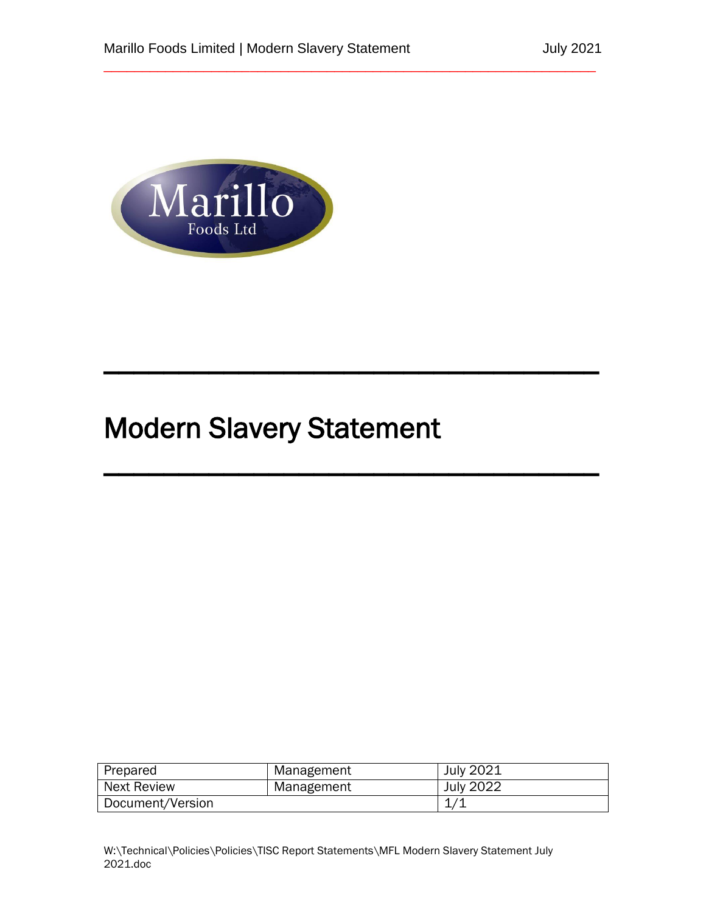Marillo
Foods Ltd

# Modern Slavery Statement

| Prepared | Management | July 2021 |
|---|---|---|
| Next Review | Management | July 2022 |
| Document/Version | | 1/1 |

W:\Technical\Policies\Policies\TISC Report Statements\MFL Modern Slavery Statement July 2021.doc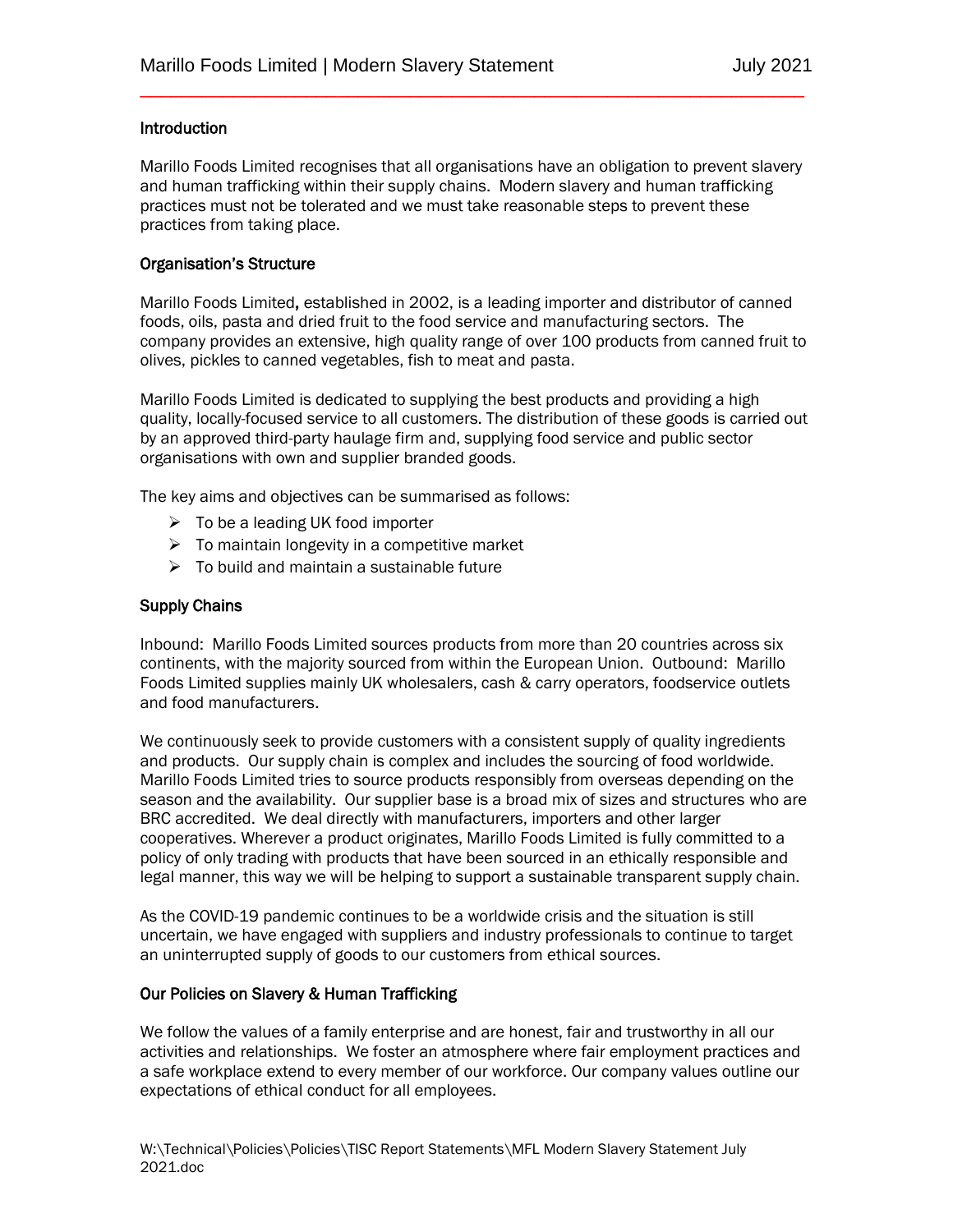## Introduction

Marillo Foods Limited recognises that all organisations have an obligation to prevent slavery and human trafficking within their supply chains. Modern slavery and human trafficking practices must not be tolerated and we must take reasonable steps to prevent these practices from taking place.

## Organisation's Structure

Marillo Foods Limited**,** established in 2002, is a leading importer and distributor of canned foods, oils, pasta and dried fruit to the food service and manufacturing sectors. The company provides an extensive, high quality range of over 100 products from canned fruit to olives, pickles to canned vegetables, fish to meat and pasta.

Marillo Foods Limited is dedicated to supplying the best products and providing a high quality, locally-focused service to all customers. The distribution of these goods is carried out by an approved third-party haulage firm and, supplying food service and public sector organisations with own and supplier branded goods.

The key aims and objectives can be summarised as follows:

- To be a leading UK food importer
- To maintain longevity in a competitive market
- To build and maintain a sustainable future

## Supply Chains

Inbound: Marillo Foods Limited sources products from more than 20 countries across six continents, with the majority sourced from within the European Union. Outbound: Marillo Foods Limited supplies mainly UK wholesalers, cash & carry operators, foodservice outlets and food manufacturers.

We continuously seek to provide customers with a consistent supply of quality ingredients and products. Our supply chain is complex and includes the sourcing of food worldwide. Marillo Foods Limited tries to source products responsibly from overseas depending on the season and the availability. Our supplier base is a broad mix of sizes and structures who are BRC accredited. We deal directly with manufacturers, importers and other larger cooperatives. Wherever a product originates, Marillo Foods Limited is fully committed to a policy of only trading with products that have been sourced in an ethically responsible and legal manner, this way we will be helping to support a sustainable transparent supply chain.

As the COVID-19 pandemic continues to be a worldwide crisis and the situation is still uncertain, we have engaged with suppliers and industry professionals to continue to target an uninterrupted supply of goods to our customers from ethical sources.

## Our Policies on Slavery & Human Trafficking

We follow the values of a family enterprise and are honest, fair and trustworthy in all our activities and relationships. We foster an atmosphere where fair employment practices and a safe workplace extend to every member of our workforce. Our company values outline our expectations of ethical conduct for all employees.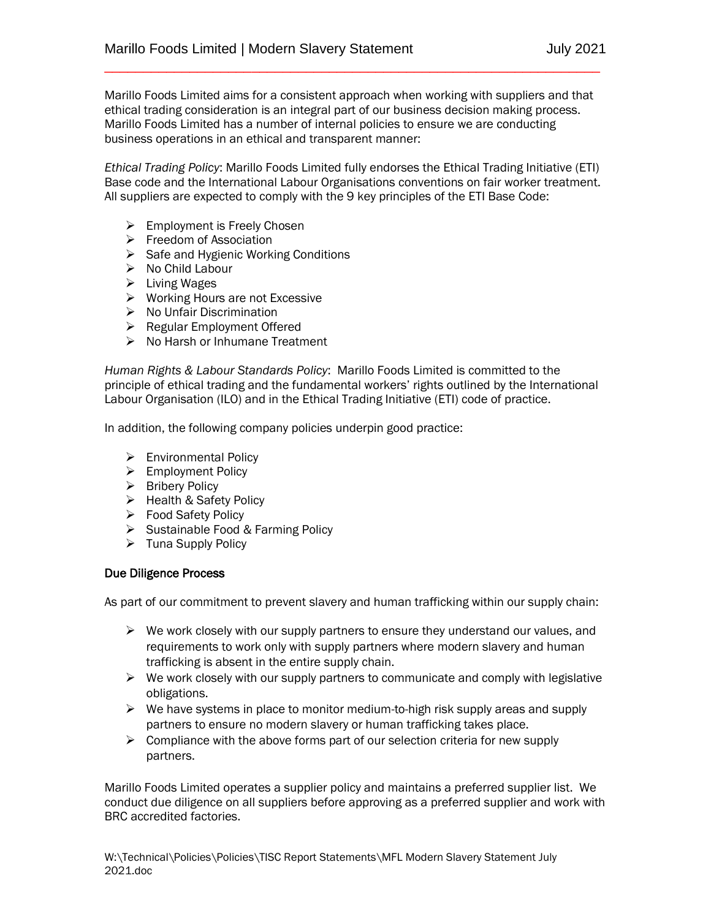Marillo Foods Limited aims for a consistent approach when working with suppliers and that ethical trading consideration is an integral part of our business decision making process. Marillo Foods Limited has a number of internal policies to ensure we are conducting business operations in an ethical and transparent manner:

*Ethical Trading Policy*: Marillo Foods Limited fully endorses the Ethical Trading Initiative (ETI) Base code and the International Labour Organisations conventions on fair worker treatment. All suppliers are expected to comply with the 9 key principles of the ETI Base Code:

- Employment is Freely Chosen
- Freedom of Association
- Safe and Hygienic Working Conditions
- No Child Labour
- Living Wages
- Working Hours are not Excessive
- No Unfair Discrimination
- Regular Employment Offered
- No Harsh or Inhumane Treatment

*Human Rights & Labour Standards Policy*: Marillo Foods Limited is committed to the principle of ethical trading and the fundamental workers' rights outlined by the International Labour Organisation (ILO) and in the Ethical Trading Initiative (ETI) code of practice.

In addition, the following company policies underpin good practice:

- Environmental Policy
- Employment Policy
- Bribery Policy
- Health & Safety Policy
- Food Safety Policy
- Sustainable Food & Farming Policy
- Tuna Supply Policy

## Due Diligence Process

As part of our commitment to prevent slavery and human trafficking within our supply chain:

- We work closely with our supply partners to ensure they understand our values, and requirements to work only with supply partners where modern slavery and human trafficking is absent in the entire supply chain.
- We work closely with our supply partners to communicate and comply with legislative obligations.
- We have systems in place to monitor medium-to-high risk supply areas and supply partners to ensure no modern slavery or human trafficking takes place.
- Compliance with the above forms part of our selection criteria for new supply partners.

Marillo Foods Limited operates a supplier policy and maintains a preferred supplier list. We conduct due diligence on all suppliers before approving as a preferred supplier and work with BRC accredited factories.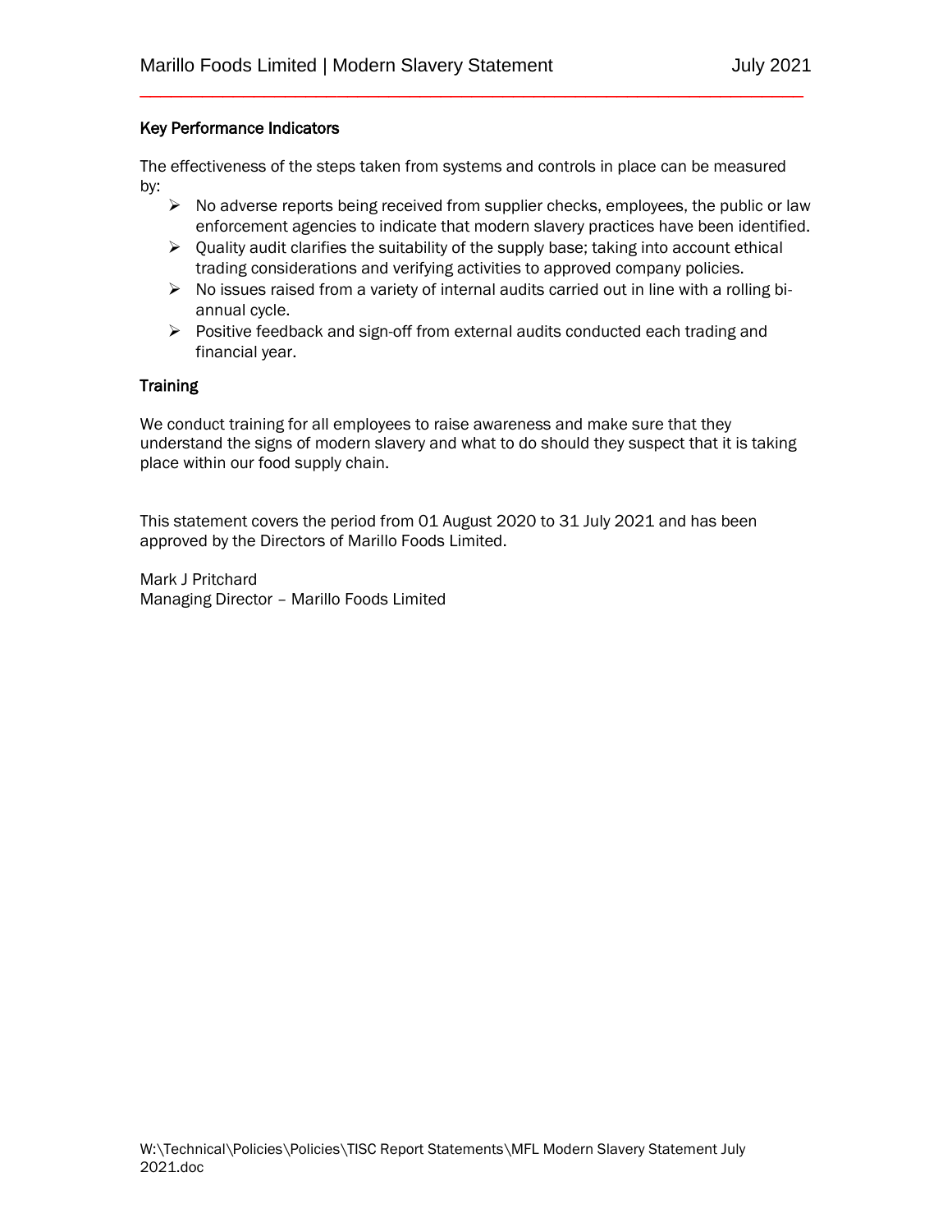**Key Performance Indicators**

The effectiveness of the steps taken from systems and controls in place can be measured by:

- No adverse reports being received from supplier checks, employees, the public or law enforcement agencies to indicate that modern slavery practices have been identified.
- Quality audit clarifies the suitability of the supply base; taking into account ethical trading considerations and verifying activities to approved company policies.
- No issues raised from a variety of internal audits carried out in line with a rolling bi-annual cycle.
- Positive feedback and sign-off from external audits conducted each trading and financial year.

**Training**

We conduct training for all employees to raise awareness and make sure that they understand the signs of modern slavery and what to do should they suspect that it is taking place within our food supply chain.

This statement covers the period from 01 August 2020 to 31 July 2021 and has been approved by the Directors of Marillo Foods Limited.

Mark J Pritchard
Managing Director – Marillo Foods Limited